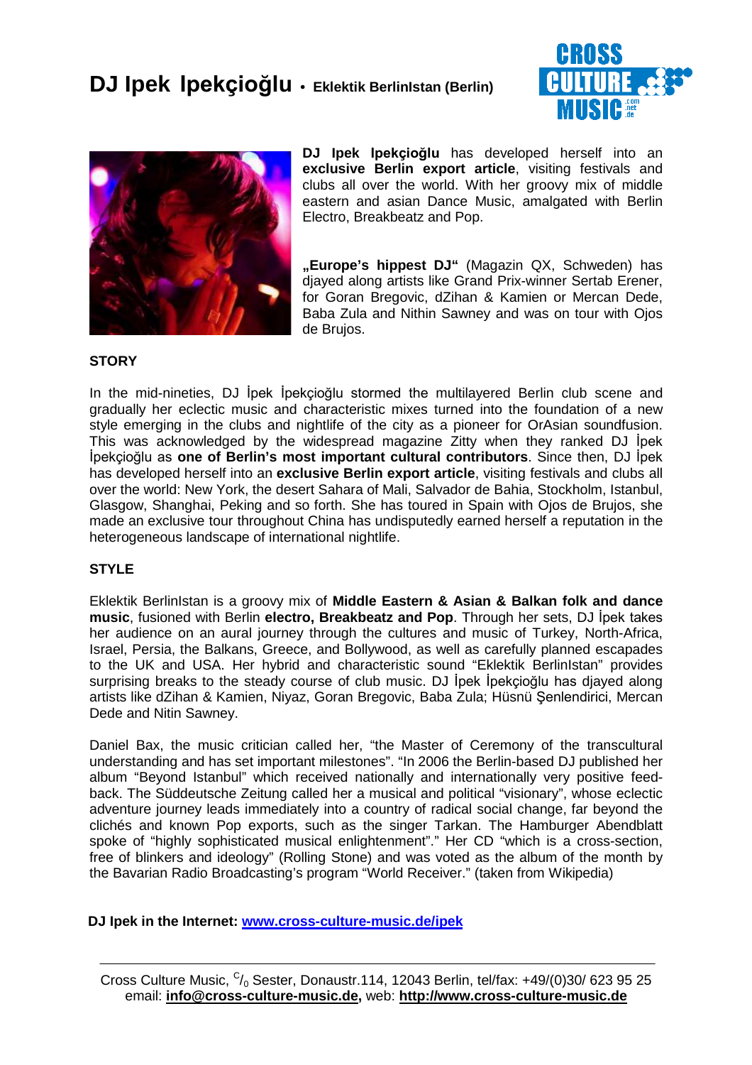# DJ Ipek Ipekçioğlu • Eklektik BerlinIstan (Berlin)

**DJ Ipek Ipekçioğlu** has developed herself into an **exclusive Berlin export article**, visiting festivals and clubs all over the world. With her groovy mix of middle eastern and asian Dance Music, amalgated with Berlin Electro, Breakbeatz and Pop.

**„Europe's hippest DJ"** (Magazin QX, Schweden) has djayed along artists like Grand Prix-winner Sertab Erener, for Goran Bregovic, dZihan & Kamien or Mercan Dede, Baba Zula and Nithin Sawney and was on tour with Ojos de Brujos.

## STORY

In the mid-nineties, DJ İpek İpekçioğlu stormed the multilayered Berlin club scene and gradually her eclectic music and characteristic mixes turned into the foundation of a new style emerging in the clubs and nightlife of the city as a pioneer for OrAsian soundfusion. This was acknowledged by the widespread magazine Zitty when they ranked DJ İpek İpekçioğlu as **one of Berlin's most important cultural contributors**. Since then, DJ İpek has developed herself into an **exclusive Berlin export article**, visiting festivals and clubs all over the world: New York, the desert Sahara of Mali, Salvador de Bahia, Stockholm, Istanbul, Glasgow, Shanghai, Peking and so forth. She has toured in Spain with Ojos de Brujos, she made an exclusive tour throughout China has undisputedly earned herself a reputation in the heterogeneous landscape of international nightlife.

## STYLE

Eklektik BerlinIstan is a groovy mix of **Middle Eastern & Asian & Balkan folk and dance music**, fusioned with Berlin **electro, Breakbeatz and Pop**. Through her sets, DJ İpek takes her audience on an aural journey through the cultures and music of Turkey, North-Africa, Israel, Persia, the Balkans, Greece, and Bollywood, as well as carefully planned escapades to the UK and USA. Her hybrid and characteristic sound "Eklektik BerlinIstan" provides surprising breaks to the steady course of club music. DJ İpek İpekçioğlu has djayed along artists like dZihan & Kamien, Niyaz, Goran Bregovic, Baba Zula; Hüsnü Şenlendirici, Mercan Dede and Nitin Sawney.

Daniel Bax, the music critician called her, "the Master of Ceremony of the transcultural understanding and has set important milestones". "In 2006 the Berlin-based DJ published her album "Beyond Istanbul" which received nationally and internationally very positive feed-back. The Süddeutsche Zeitung called her a musical and political "visionary", whose eclectic adventure journey leads immediately into a country of radical social change, far beyond the clichés and known Pop exports, such as the singer Tarkan. The Hamburger Abendblatt spoke of "highly sophisticated musical enlightenment"." Her CD "which is a cross-section, free of blinkers and ideology" (Rolling Stone) and was voted as the album of the month by the Bavarian Radio Broadcasting's program "World Receiver." (taken from Wikipedia)

**DJ Ipek in the Internet: [www.cross-culture-music.de/ipek](www.cross-culture-music.de/ipek)**

---

Cross Culture Music, c/o Sester, Donaustr.114, 12043 Berlin, tel/fax: +49/(0)30/ 623 95 25
email: **info@cross-culture-music.de,** web: **http://www.cross-culture-music.de**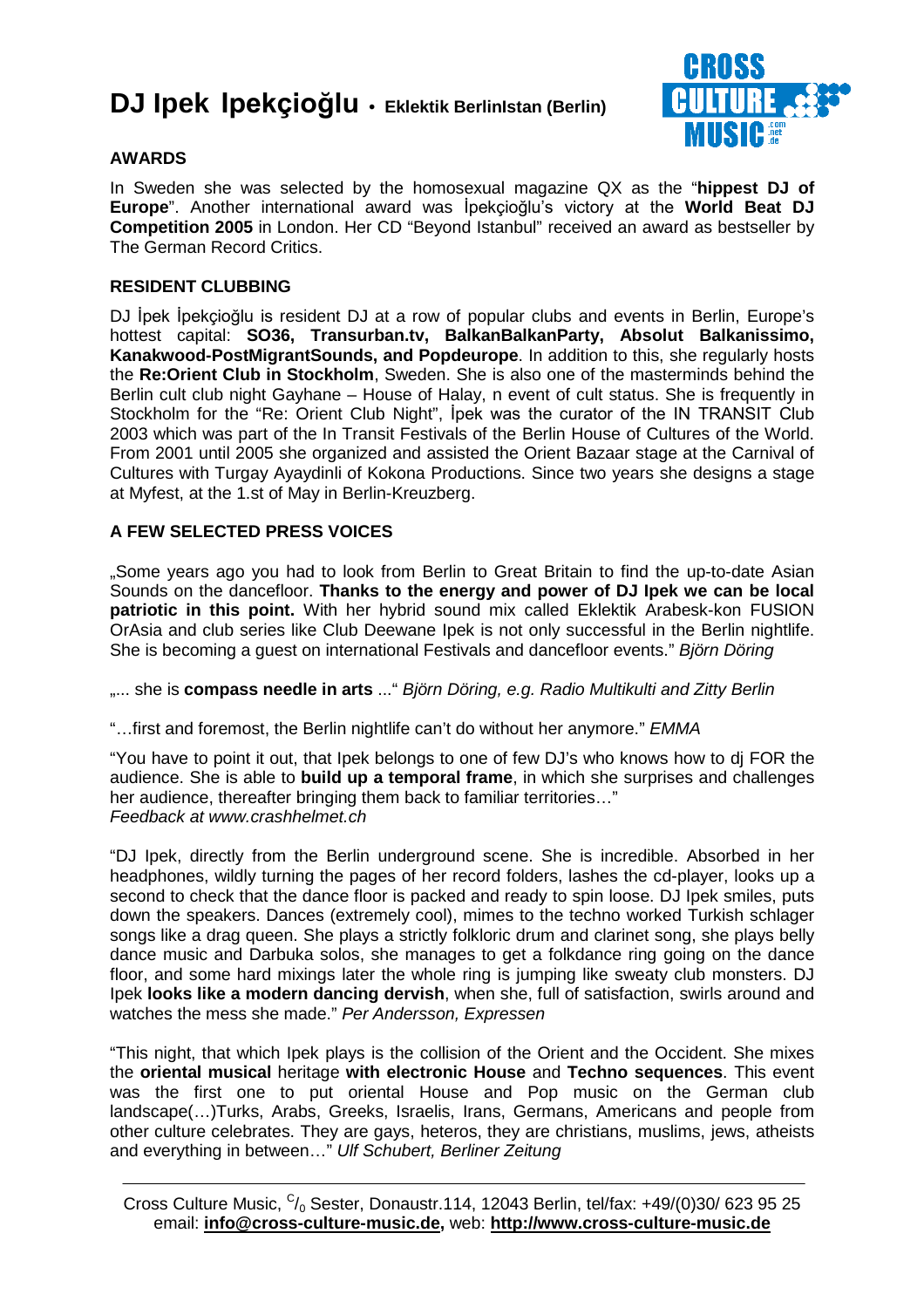# DJ Ipek Ipekçioğlu • Eklektik BerlinIstan (Berlin)

## AWARDS

In Sweden she was selected by the homosexual magazine QX as the "**hippest DJ of Europe**". Another international award was İpekçioğlu's victory at the **World Beat DJ Competition 2005** in London. Her CD "Beyond Istanbul" received an award as bestseller by The German Record Critics.

## RESIDENT CLUBBING

DJ İpek İpekçioğlu is resident DJ at a row of popular clubs and events in Berlin, Europe's hottest capital: **SO36, Transurban.tv, BalkanBalkanParty, Absolut Balkanissimo, Kanakwood-PostMigrantSounds, and Popdeurope**. In addition to this, she regularly hosts the **Re:Orient Club in Stockholm**, Sweden. She is also one of the masterminds behind the Berlin cult club night Gayhane – House of Halay, n event of cult status. She is frequently in Stockholm for the "Re: Orient Club Night", İpek was the curator of the IN TRANSIT Club 2003 which was part of the In Transit Festivals of the Berlin House of Cultures of the World. From 2001 until 2005 she organized and assisted the Orient Bazaar stage at the Carnival of Cultures with Turgay Ayaydinli of Kokona Productions. Since two years she designs a stage at Myfest, at the 1.st of May in Berlin-Kreuzberg.

## A FEW SELECTED PRESS VOICES

„Some years ago you had to look from Berlin to Great Britain to find the up-to-date Asian Sounds on the dancefloor. **Thanks to the energy and power of DJ Ipek we can be local patriotic in this point.** With her hybrid sound mix called Eklektik Arabesk-kon FUSION OrAsia and club series like Club Deewane Ipek is not only successful in the Berlin nightlife. She is becoming a guest on international Festivals and dancefloor events." *Björn Döring*

„... she is **compass needle in arts** ..." *Björn Döring, e.g. Radio Multikulti and Zitty Berlin*

"…first and foremost, the Berlin nightlife can't do without her anymore." *EMMA*

"You have to point it out, that Ipek belongs to one of few DJ's who knows how to dj FOR the audience. She is able to **build up a temporal frame**, in which she surprises and challenges her audience, thereafter bringing them back to familiar territories…"
*Feedback at www.crashhelmet.ch*

"DJ Ipek, directly from the Berlin underground scene. She is incredible. Absorbed in her headphones, wildly turning the pages of her record folders, lashes the cd-player, looks up a second to check that the dance floor is packed and ready to spin loose. DJ Ipek smiles, puts down the speakers. Dances (extremely cool), mimes to the techno worked Turkish schlager songs like a drag queen. She plays a strictly folkloric drum and clarinet song, she plays belly dance music and Darbuka solos, she manages to get a folkdance ring going on the dance floor, and some hard mixings later the whole ring is jumping like sweaty club monsters. DJ Ipek **looks like a modern dancing dervish**, when she, full of satisfaction, swirls around and watches the mess she made." *Per Andersson, Expressen*

"This night, that which Ipek plays is the collision of the Orient and the Occident. She mixes the **oriental musical** heritage **with electronic House** and **Techno sequences**. This event was the first one to put oriental House and Pop music on the German club landscape(…)Turks, Arabs, Greeks, Israelis, Irans, Germans, Americans and people from other culture celebrates. They are gays, heteros, they are christians, muslims, jews, atheists and everything in between…" *Ulf Schubert, Berliner Zeitung*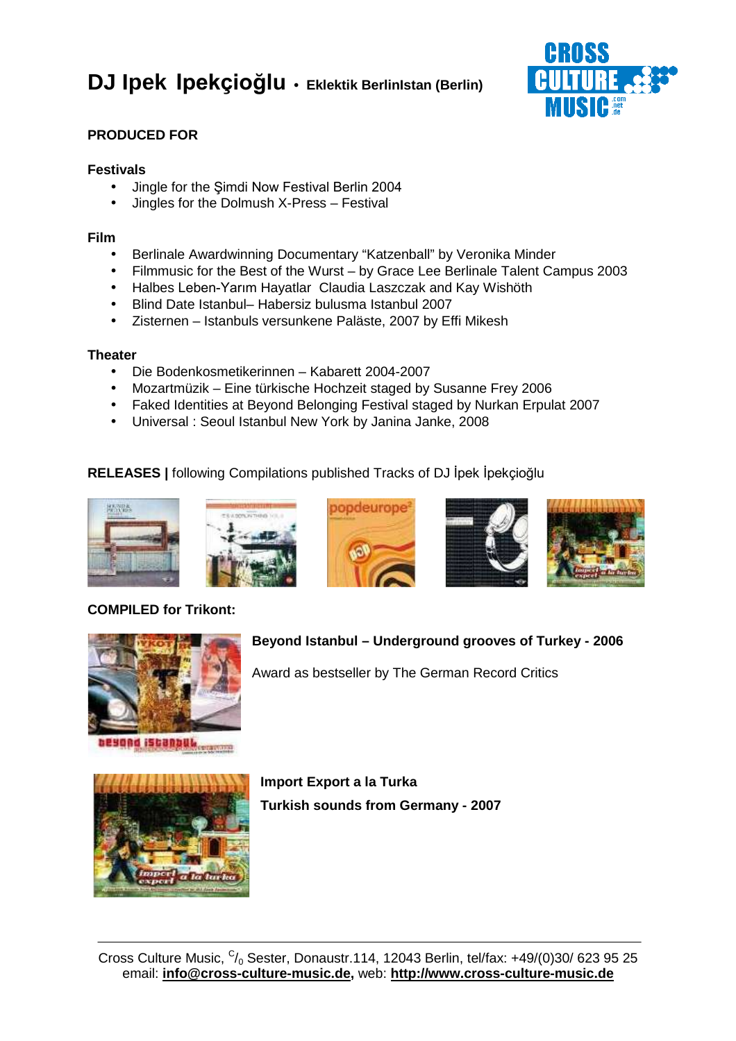# DJ Ipek Ipekçioğlu • Eklektik BerlinIstan (Berlin)

**PRODUCED FOR**

**Festivals**

- Jingle for the Şimdi Now Festival Berlin 2004
- Jingles for the Dolmush X-Press – Festival

**Film**

- Berlinale Awardwinning Documentary "Katzenball" by Veronika Minder
- Filmmusic for the Best of the Wurst – by Grace Lee Berlinale Talent Campus 2003
- Halbes Leben-Yarım Hayatlar  Claudia Laszczak and Kay Wishöth
- Blind Date Istanbul– Habersiz bulusma Istanbul 2007
- Zisternen – Istanbuls versunkene Paläste, 2007 by Effi Mikesh

**Theater**

- Die Bodenkosmetikerinnen – Kabarett 2004-2007
- Mozartmüzik – Eine türkische Hochzeit staged by Susanne Frey 2006
- Faked Identities at Beyond Belonging Festival staged by Nurkan Erpulat 2007
- Universal : Seoul Istanbul New York by Janina Janke, 2008

**RELEASES |** following Compilations published Tracks of DJ İpek İpekçioğlu

**COMPILED for Trikont:**

**Beyond Istanbul – Underground grooves of Turkey - 2006**

Award as bestseller by The German Record Critics

**Import Export a la Turka**

**Turkish sounds from Germany - 2007**

Cross Culture Music, C/o Sester, Donaustr.114, 12043 Berlin, tel/fax: +49/(0)30/ 623 95 25
email: **info@cross-culture-music.de,** web: **http://www.cross-culture-music.de**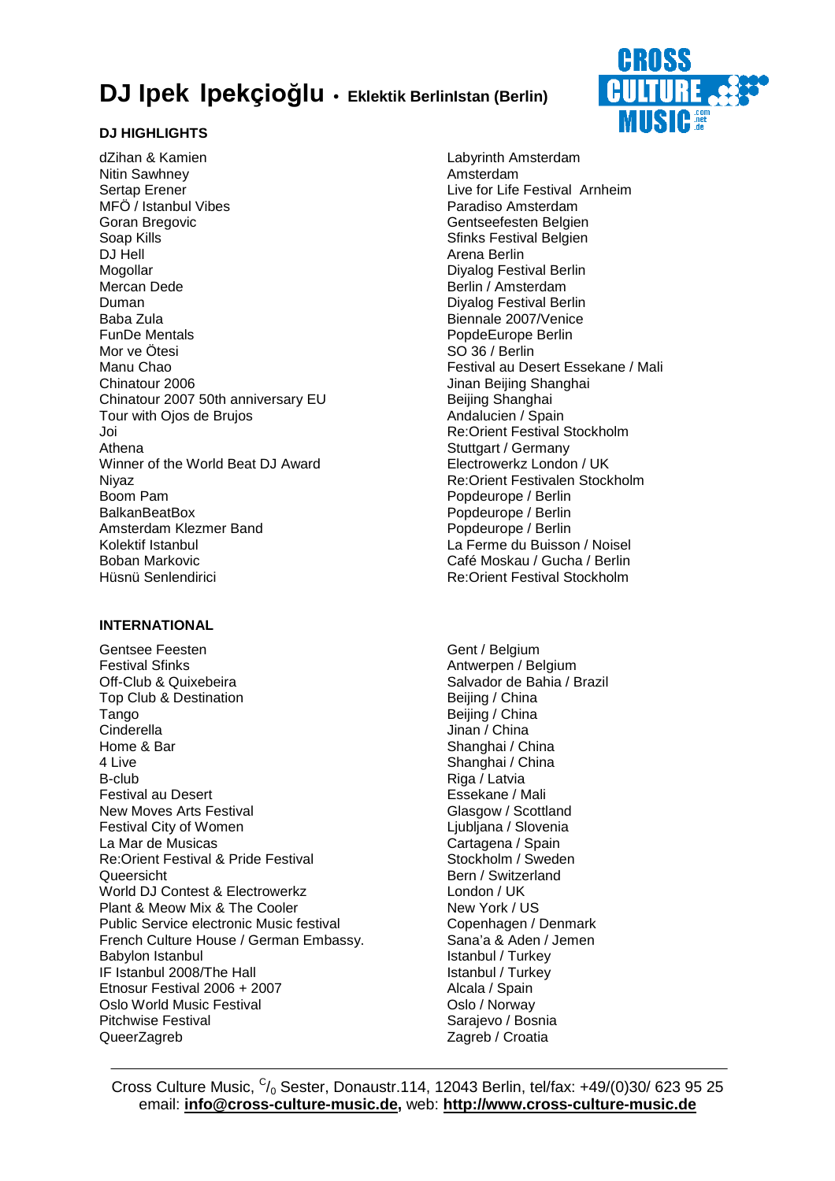# DJ Ipek Ipekçioğlu • Eklektik BerlinIstan (Berlin)

**DJ HIGHLIGHTS**

| | |
|---|---|
| dZihan & Kamien | Labyrinth Amsterdam |
| Nitin Sawhney | Amsterdam |
| Sertap Erener | Live for Life Festival Arnheim |
| MFÖ / Istanbul Vibes | Paradiso Amsterdam |
| Goran Bregovic | Gentseefesten Belgien |
| Soap Kills | Sfinks Festival Belgien |
| DJ Hell | Arena Berlin |
| Mogollar | Diyalog Festival Berlin |
| Mercan Dede | Berlin / Amsterdam |
| Duman | Diyalog Festival Berlin |
| Baba Zula | Biennale 2007/Venice |
| FunDe Mentals | PopdeEurope Berlin |
| Mor ve Ötesi | SO 36 / Berlin |
| Manu Chao | Festival au Desert Essekane / Mali |
| Chinatour 2006 | Jinan Beijing Shanghai |
| Chinatour 2007 50th anniversary EU | Beijing Shanghai |
| Tour with Ojos de Brujos | Andalucien / Spain |
| Joi | Re:Orient Festival Stockholm |
| Athena | Stuttgart / Germany |
| Winner of the World Beat DJ Award | Electrowerkz London / UK |
| Niyaz | Re:Orient Festivalen Stockholm |
| Boom Pam | Popdeurope / Berlin |
| BalkanBeatBox | Popdeurope / Berlin |
| Amsterdam Klezmer Band | Popdeurope / Berlin |
| Kolektif Istanbul | La Ferme du Buisson / Noisel |
| Boban Markovic | Café Moskau / Gucha / Berlin |
| Hüsnü Senlendirici | Re:Orient Festival Stockholm |

**INTERNATIONAL**

| | |
|---|---|
| Gentsee Feesten | Gent / Belgium |
| Festival Sfinks | Antwerpen / Belgium |
| Off-Club & Quixebeira | Salvador de Bahia / Brazil |
| Top Club & Destination | Beijing / China |
| Tango | Beijing / China |
| Cinderella | Jinan / China |
| Home & Bar | Shanghai / China |
| 4 Live | Shanghai / China |
| B-club | Riga / Latvia |
| Festival au Desert | Essekane / Mali |
| New Moves Arts Festival | Glasgow / Scottland |
| Festival City of Women | Ljubljana / Slovenia |
| La Mar de Musicas | Cartagena / Spain |
| Re:Orient Festival & Pride Festival | Stockholm / Sweden |
| Queersicht | Bern / Switzerland |
| World DJ Contest & Electrowerkz | London / UK |
| Plant & Meow Mix & The Cooler | New York / US |
| Public Service electronic Music festival | Copenhagen / Denmark |
| French Culture House / German Embassy. | Sana'a & Aden / Jemen |
| Babylon Istanbul | Istanbul / Turkey |
| IF Istanbul 2008/The Hall | Istanbul / Turkey |
| Etnosur Festival 2006 + 2007 | Alcala / Spain |
| Oslo World Music Festival | Oslo / Norway |
| Pitchwise Festival | Sarajevo / Bosnia |
| QueerZagreb | Zagreb / Croatia |

Cross Culture Music, C/0 Sester, Donaustr.114, 12043 Berlin, tel/fax: +49/(0)30/ 623 95 25
email: **info@cross-culture-music.de**, web: **http://www.cross-culture-music.de**